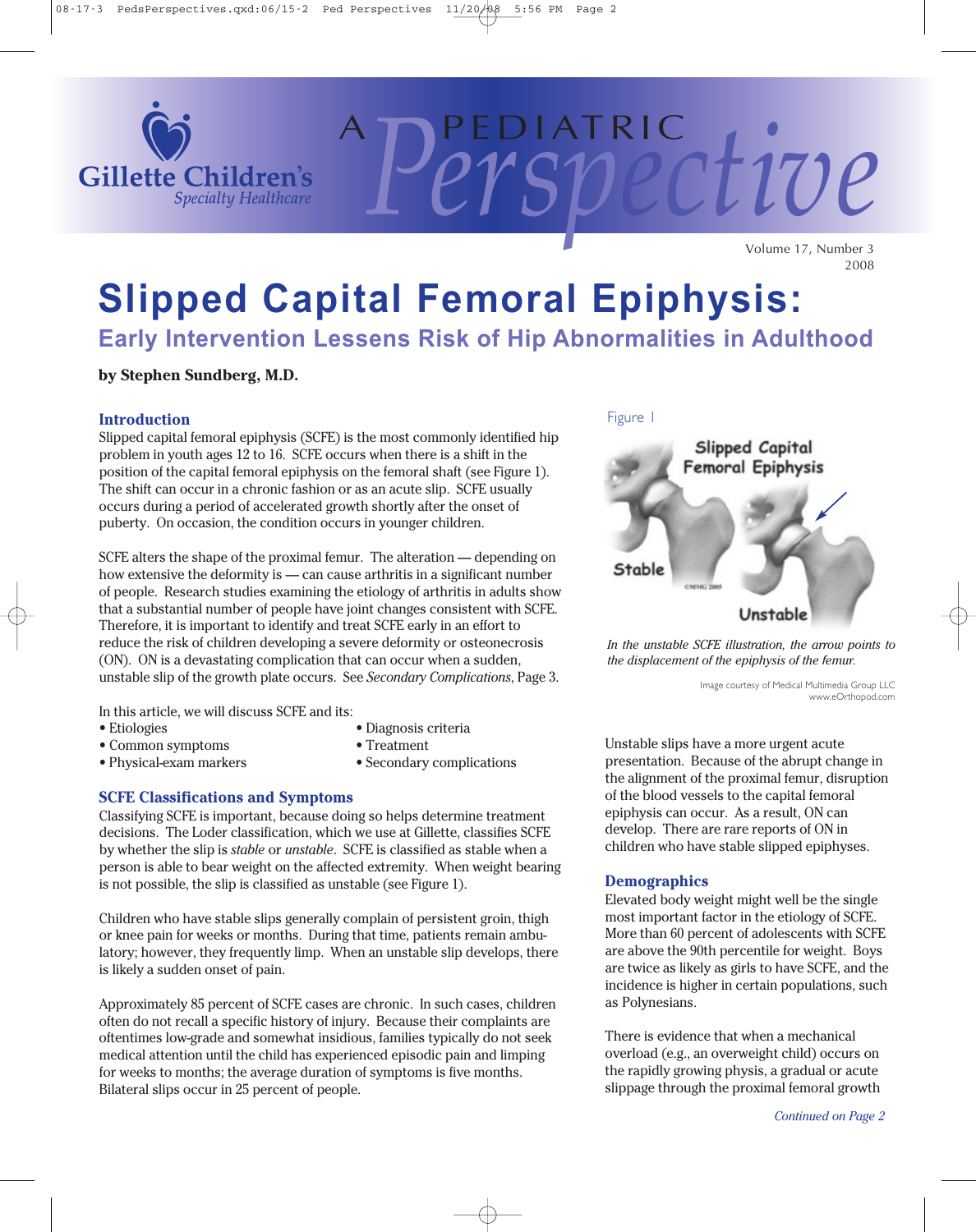# Slipped Capital Femoral Epiphysis:

## Early Intervention Lessens Risk of Hip Abnormalities in Adulthood

**by Stephen Sundberg, M.D.**

### Introduction

Slipped capital femoral epiphysis (SCFE) is the most commonly identified hip problem in youth ages 12 to 16. SCFE occurs when there is a shift in the position of the capital femoral epiphysis on the femoral shaft (see Figure 1). The shift can occur in a chronic fashion or as an acute slip. SCFE usually occurs during a period of accelerated growth shortly after the onset of puberty. On occasion, the condition occurs in younger children.

SCFE alters the shape of the proximal femur. The alteration — depending on how extensive the deformity is — can cause arthritis in a significant number of people. Research studies examining the etiology of arthritis in adults show that a substantial number of people have joint changes consistent with SCFE. Therefore, it is important to identify and treat SCFE early in an effort to reduce the risk of children developing a severe deformity or osteonecrosis (ON). ON is a devastating complication that can occur when a sudden, unstable slip of the growth plate occurs. See *Secondary Complications*, Page 3.

In this article, we will discuss SCFE and its:

- Etiologies
- Common symptoms
- Physical-exam markers
- Diagnosis criteria
- Treatment
- Secondary complications

### SCFE Classifications and Symptoms

Classifying SCFE is important, because doing so helps determine treatment decisions. The Loder classification, which we use at Gillette, classifies SCFE by whether the slip is *stable* or *unstable*. SCFE is classified as stable when a person is able to bear weight on the affected extremity. When weight bearing is not possible, the slip is classified as unstable (see Figure 1).

Children who have stable slips generally complain of persistent groin, thigh or knee pain for weeks or months. During that time, patients remain ambulatory; however, they frequently limp. When an unstable slip develops, there is likely a sudden onset of pain.

Approximately 85 percent of SCFE cases are chronic. In such cases, children often do not recall a specific history of injury. Because their complaints are oftentimes low-grade and somewhat insidious, families typically do not seek medical attention until the child has experienced episodic pain and limping for weeks to months; the average duration of symptoms is five months. Bilateral slips occur in 25 percent of people.

Figure 1

*In the unstable SCFE illustration, the arrow points to the displacement of the epiphysis of the femur.*

Image courtesy of Medical Multimedia Group LLC
www.eOrthopod.com

Unstable slips have a more urgent acute presentation. Because of the abrupt change in the alignment of the proximal femur, disruption of the blood vessels to the capital femoral epiphysis can occur. As a result, ON can develop. There are rare reports of ON in children who have stable slipped epiphyses.

### Demographics

Elevated body weight might well be the single most important factor in the etiology of SCFE. More than 60 percent of adolescents with SCFE are above the 90th percentile for weight. Boys are twice as likely as girls to have SCFE, and the incidence is higher in certain populations, such as Polynesians.

There is evidence that when a mechanical overload (e.g., an overweight child) occurs on the rapidly growing physis, a gradual or acute slippage through the proximal femoral growth

*Continued on Page 2*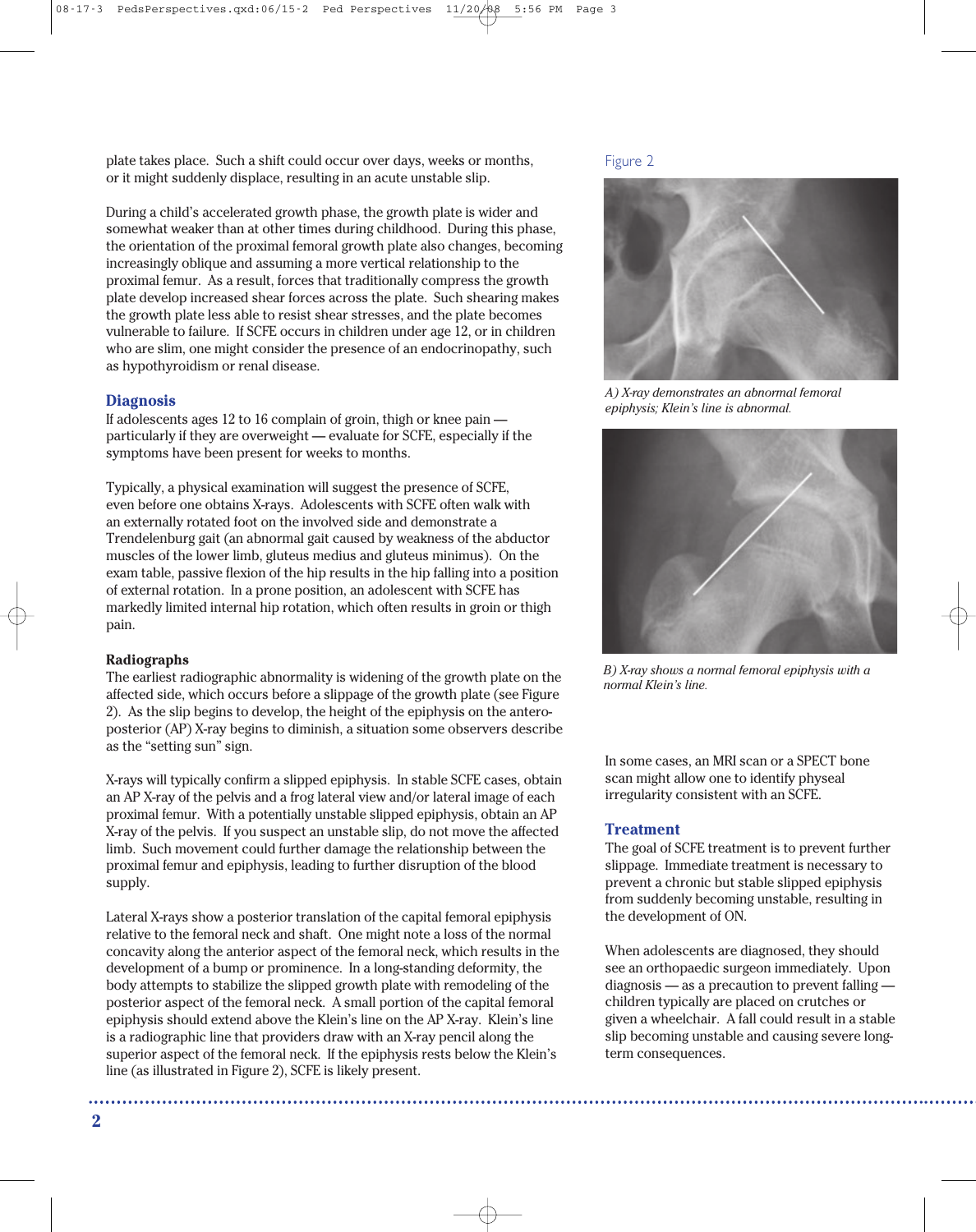plate takes place. Such a shift could occur over days, weeks or months, or it might suddenly displace, resulting in an acute unstable slip.

During a child's accelerated growth phase, the growth plate is wider and somewhat weaker than at other times during childhood. During this phase, the orientation of the proximal femoral growth plate also changes, becoming increasingly oblique and assuming a more vertical relationship to the proximal femur. As a result, forces that traditionally compress the growth plate develop increased shear forces across the plate. Such shearing makes the growth plate less able to resist shear stresses, and the plate becomes vulnerable to failure. If SCFE occurs in children under age 12, or in children who are slim, one might consider the presence of an endocrinopathy, such as hypothyroidism or renal disease.

## Diagnosis

If adolescents ages 12 to 16 complain of groin, thigh or knee pain — particularly if they are overweight — evaluate for SCFE, especially if the symptoms have been present for weeks to months.

Typically, a physical examination will suggest the presence of SCFE, even before one obtains X-rays. Adolescents with SCFE often walk with an externally rotated foot on the involved side and demonstrate a Trendelenburg gait (an abnormal gait caused by weakness of the abductor muscles of the lower limb, gluteus medius and gluteus minimus). On the exam table, passive flexion of the hip results in the hip falling into a position of external rotation. In a prone position, an adolescent with SCFE has markedly limited internal hip rotation, which often results in groin or thigh pain.

### Radiographs

The earliest radiographic abnormality is widening of the growth plate on the affected side, which occurs before a slippage of the growth plate (see Figure 2). As the slip begins to develop, the height of the epiphysis on the antero-posterior (AP) X-ray begins to diminish, a situation some observers describe as the "setting sun" sign.

X-rays will typically confirm a slipped epiphysis. In stable SCFE cases, obtain an AP X-ray of the pelvis and a frog lateral view and/or lateral image of each proximal femur. With a potentially unstable slipped epiphysis, obtain an AP X-ray of the pelvis. If you suspect an unstable slip, do not move the affected limb. Such movement could further damage the relationship between the proximal femur and epiphysis, leading to further disruption of the blood supply.

Lateral X-rays show a posterior translation of the capital femoral epiphysis relative to the femoral neck and shaft. One might note a loss of the normal concavity along the anterior aspect of the femoral neck, which results in the development of a bump or prominence. In a long-standing deformity, the body attempts to stabilize the slipped growth plate with remodeling of the posterior aspect of the femoral neck. A small portion of the capital femoral epiphysis should extend above the Klein's line on the AP X-ray. Klein's line is a radiographic line that providers draw with an X-ray pencil along the superior aspect of the femoral neck. If the epiphysis rests below the Klein's line (as illustrated in Figure 2), SCFE is likely present.

Figure 2

*A) X-ray demonstrates an abnormal femoral epiphysis; Klein's line is abnormal.*

*B) X-ray shows a normal femoral epiphysis with a normal Klein's line.*

In some cases, an MRI scan or a SPECT bone scan might allow one to identify physeal irregularity consistent with an SCFE.

## Treatment

The goal of SCFE treatment is to prevent further slippage. Immediate treatment is necessary to prevent a chronic but stable slipped epiphysis from suddenly becoming unstable, resulting in the development of ON.

When adolescents are diagnosed, they should see an orthopaedic surgeon immediately. Upon diagnosis — as a precaution to prevent falling — children typically are placed on crutches or given a wheelchair. A fall could result in a stable slip becoming unstable and causing severe long-term consequences.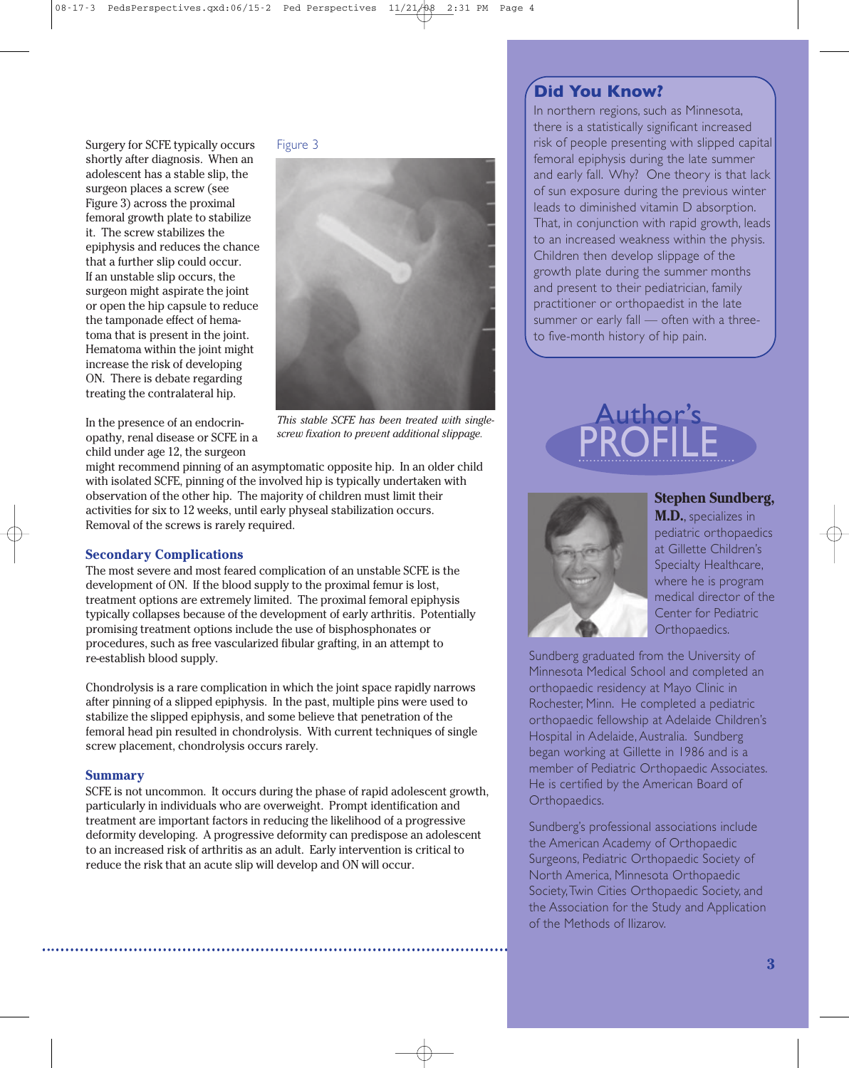Surgery for SCFE typically occurs shortly after diagnosis. When an adolescent has a stable slip, the surgeon places a screw (see Figure 3) across the proximal femoral growth plate to stabilize it. The screw stabilizes the epiphysis and reduces the chance that a further slip could occur. If an unstable slip occurs, the surgeon might aspirate the joint or open the hip capsule to reduce the tamponade effect of hematoma that is present in the joint. Hematoma within the joint might increase the risk of developing ON. There is debate regarding treating the contralateral hip.

Figure 3

*This stable SCFE has been treated with single-screw fixation to prevent additional slippage.*

In the presence of an endocrinopathy, renal disease or SCFE in a child under age 12, the surgeon might recommend pinning of an asymptomatic opposite hip. In an older child with isolated SCFE, pinning of the involved hip is typically undertaken with observation of the other hip. The majority of children must limit their activities for six to 12 weeks, until early physeal stabilization occurs. Removal of the screws is rarely required.

## Secondary Complications

The most severe and most feared complication of an unstable SCFE is the development of ON. If the blood supply to the proximal femur is lost, treatment options are extremely limited. The proximal femoral epiphysis typically collapses because of the development of early arthritis. Potentially promising treatment options include the use of bisphosphonates or procedures, such as free vascularized fibular grafting, in an attempt to re-establish blood supply.

Chondrolysis is a rare complication in which the joint space rapidly narrows after pinning of a slipped epiphysis. In the past, multiple pins were used to stabilize the slipped epiphysis, and some believe that penetration of the femoral head pin resulted in chondrolysis. With current techniques of single screw placement, chondrolysis occurs rarely.

## Summary

SCFE is not uncommon. It occurs during the phase of rapid adolescent growth, particularly in individuals who are overweight. Prompt identification and treatment are important factors in reducing the likelihood of a progressive deformity developing. A progressive deformity can predispose an adolescent to an increased risk of arthritis as an adult. Early intervention is critical to reduce the risk that an acute slip will develop and ON will occur.

## Did You Know?

In northern regions, such as Minnesota, there is a statistically significant increased risk of people presenting with slipped capital femoral epiphysis during the late summer and early fall. Why? One theory is that lack of sun exposure during the previous winter leads to diminished vitamin D absorption. That, in conjunction with rapid growth, leads to an increased weakness within the physis. Children then develop slippage of the growth plate during the summer months and present to their pediatrician, family practitioner or orthopaedist in the late summer or early fall — often with a three- to five-month history of hip pain.

## Author's PROFILE

**Stephen Sundberg, M.D.**, specializes in pediatric orthopaedics at Gillette Children's Specialty Healthcare, where he is program medical director of the Center for Pediatric Orthopaedics.

Sundberg graduated from the University of Minnesota Medical School and completed an orthopaedic residency at Mayo Clinic in Rochester, Minn. He completed a pediatric orthopaedic fellowship at Adelaide Children's Hospital in Adelaide, Australia. Sundberg began working at Gillette in 1986 and is a member of Pediatric Orthopaedic Associates. He is certified by the American Board of Orthopaedics.

Sundberg's professional associations include the American Academy of Orthopaedic Surgeons, Pediatric Orthopaedic Society of North America, Minnesota Orthopaedic Society, Twin Cities Orthopaedic Society, and the Association for the Study and Application of the Methods of Ilizarov.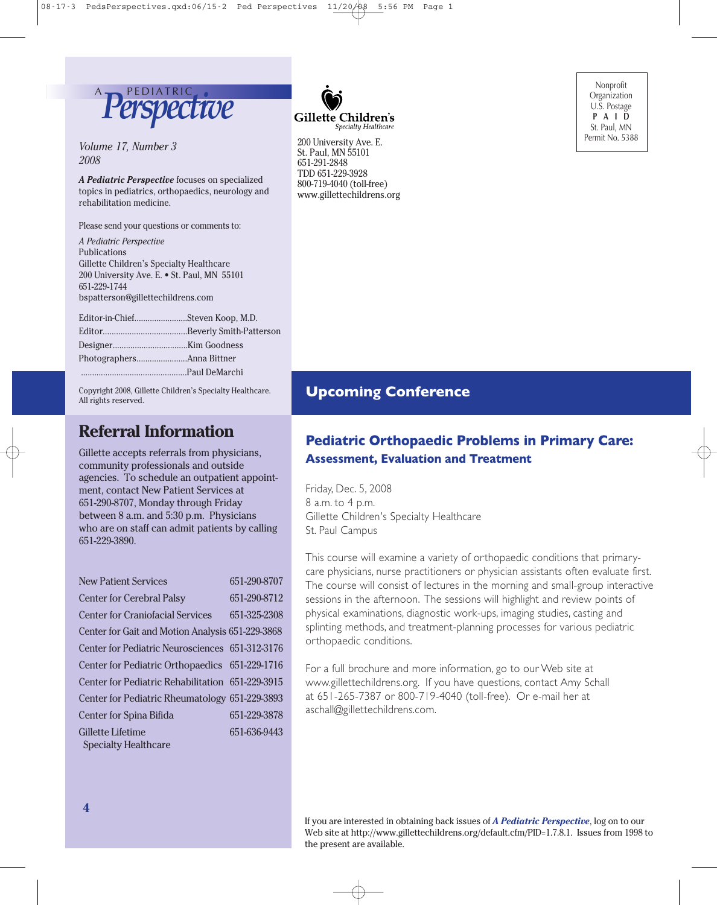# A Pediatric Perspective

*Volume 17, Number 3*
*2008*

***A Pediatric Perspective*** focuses on specialized topics in pediatrics, orthopaedics, neurology and rehabilitation medicine.

Please send your questions or comments to:

*A Pediatric Perspective*
Publications
Gillette Children's Specialty Healthcare
200 University Ave. E. • St. Paul, MN 55101
651-229-1744
bspatterson@gillettechildrens.com

Editor-in-Chief........................Steven Koop, M.D.
Editor......................................Beverly Smith-Patterson
Designer..................................Kim Goodness
Photographers.......................Anna Bittner
...............................................Paul DeMarchi

Copyright 2008, Gillette Children's Specialty Healthcare. All rights reserved.

Gillette Children's
Specialty Healthcare

200 University Ave. E.
St. Paul, MN 55101
651-291-2848
TDD 651-229-3928
800-719-4040 (toll-free)
www.gillettechildrens.org

Nonprofit
Organization
U.S. Postage
P A I D
St. Paul, MN
Permit No. 5388

## Referral Information

Gillette accepts referrals from physicians, community professionals and outside agencies. To schedule an outpatient appointment, contact New Patient Services at 651-290-8707, Monday through Friday between 8 a.m. and 5:30 p.m. Physicians who are on staff can admit patients by calling 651-229-3890.

| | |
|---|---|
| New Patient Services | 651-290-8707 |
| Center for Cerebral Palsy | 651-290-8712 |
| Center for Craniofacial Services | 651-325-2308 |
| Center for Gait and Motion Analysis | 651-229-3868 |
| Center for Pediatric Neurosciences | 651-312-3176 |
| Center for Pediatric Orthopaedics | 651-229-1716 |
| Center for Pediatric Rehabilitation | 651-229-3915 |
| Center for Pediatric Rheumatology | 651-229-3893 |
| Center for Spina Bifida | 651-229-3878 |
| Gillette Lifetime Specialty Healthcare | 651-636-9443 |

## Upcoming Conference

### Pediatric Orthopaedic Problems in Primary Care:
**Assessment, Evaluation and Treatment**

Friday, Dec. 5, 2008
8 a.m. to 4 p.m.
Gillette Children's Specialty Healthcare
St. Paul Campus

This course will examine a variety of orthopaedic conditions that primary-care physicians, nurse practitioners or physician assistants often evaluate first. The course will consist of lectures in the morning and small-group interactive sessions in the afternoon. The sessions will highlight and review points of physical examinations, diagnostic work-ups, imaging studies, casting and splinting methods, and treatment-planning processes for various pediatric orthopaedic conditions.

For a full brochure and more information, go to our Web site at www.gillettechildrens.org. If you have questions, contact Amy Schall at 651-265-7387 or 800-719-4040 (toll-free). Or e-mail her at aschall@gillettechildrens.com.

If you are interested in obtaining back issues of ***A Pediatric Perspective***, log on to our Web site at http://www.gillettechildrens.org/default.cfm/PID=1.7.8.1. Issues from 1998 to the present are available.